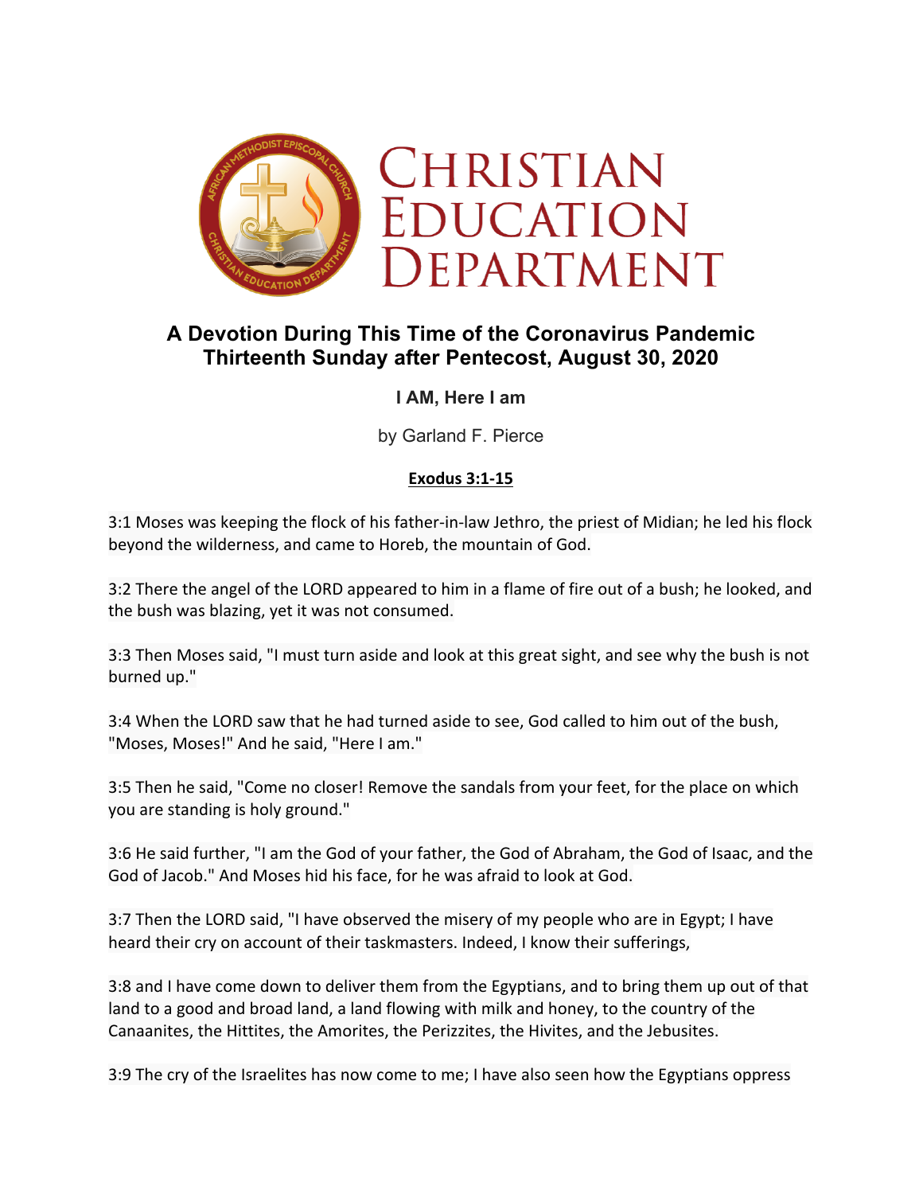# Christian Education Department

## A Devotion During This Time of the Coronavirus Pandemic
## Thirteenth Sunday after Pentecost, August 30, 2020

### I AM, Here I am

by Garland F. Pierce

**Exodus 3:1-15**

3:1 Moses was keeping the flock of his father-in-law Jethro, the priest of Midian; he led his flock beyond the wilderness, and came to Horeb, the mountain of God.

3:2 There the angel of the LORD appeared to him in a flame of fire out of a bush; he looked, and the bush was blazing, yet it was not consumed.

3:3 Then Moses said, "I must turn aside and look at this great sight, and see why the bush is not burned up."

3:4 When the LORD saw that he had turned aside to see, God called to him out of the bush, "Moses, Moses!" And he said, "Here I am."

3:5 Then he said, "Come no closer! Remove the sandals from your feet, for the place on which you are standing is holy ground."

3:6 He said further, "I am the God of your father, the God of Abraham, the God of Isaac, and the God of Jacob." And Moses hid his face, for he was afraid to look at God.

3:7 Then the LORD said, "I have observed the misery of my people who are in Egypt; I have heard their cry on account of their taskmasters. Indeed, I know their sufferings,

3:8 and I have come down to deliver them from the Egyptians, and to bring them up out of that land to a good and broad land, a land flowing with milk and honey, to the country of the Canaanites, the Hittites, the Amorites, the Perizzites, the Hivites, and the Jebusites.

3:9 The cry of the Israelites has now come to me; I have also seen how the Egyptians oppress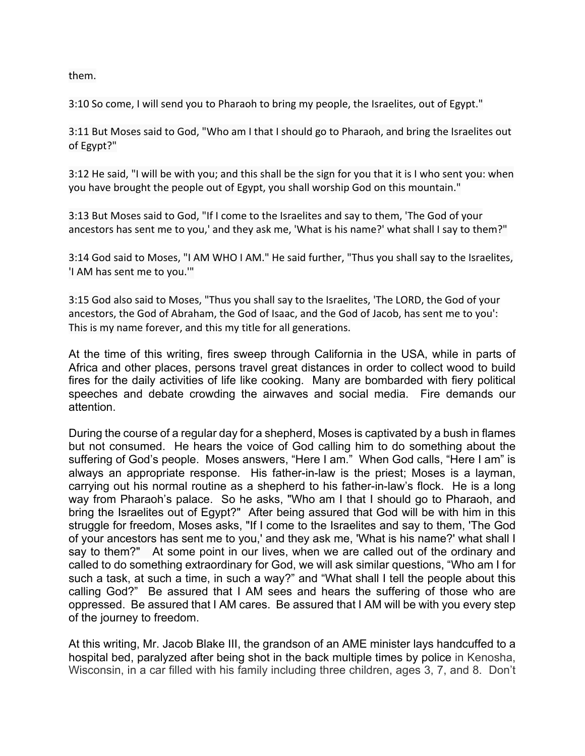them.

3:10 So come, I will send you to Pharaoh to bring my people, the Israelites, out of Egypt."

3:11 But Moses said to God, "Who am I that I should go to Pharaoh, and bring the Israelites out of Egypt?"

3:12 He said, "I will be with you; and this shall be the sign for you that it is I who sent you: when you have brought the people out of Egypt, you shall worship God on this mountain."

3:13 But Moses said to God, "If I come to the Israelites and say to them, 'The God of your ancestors has sent me to you,' and they ask me, 'What is his name?' what shall I say to them?"

3:14 God said to Moses, "I AM WHO I AM." He said further, "Thus you shall say to the Israelites, 'I AM has sent me to you.'"

3:15 God also said to Moses, "Thus you shall say to the Israelites, 'The LORD, the God of your ancestors, the God of Abraham, the God of Isaac, and the God of Jacob, has sent me to you': This is my name forever, and this my title for all generations.

At the time of this writing, fires sweep through California in the USA, while in parts of Africa and other places, persons travel great distances in order to collect wood to build fires for the daily activities of life like cooking. Many are bombarded with fiery political speeches and debate crowding the airwaves and social media. Fire demands our attention.

During the course of a regular day for a shepherd, Moses is captivated by a bush in flames but not consumed. He hears the voice of God calling him to do something about the suffering of God's people. Moses answers, "Here I am." When God calls, "Here I am" is always an appropriate response. His father-in-law is the priest; Moses is a layman, carrying out his normal routine as a shepherd to his father-in-law's flock. He is a long way from Pharaoh's palace. So he asks, "Who am I that I should go to Pharaoh, and bring the Israelites out of Egypt?" After being assured that God will be with him in this struggle for freedom, Moses asks, "If I come to the Israelites and say to them, 'The God of your ancestors has sent me to you,' and they ask me, 'What is his name?' what shall I say to them?" At some point in our lives, when we are called out of the ordinary and called to do something extraordinary for God, we will ask similar questions, "Who am I for such a task, at such a time, in such a way?" and "What shall I tell the people about this calling God?" Be assured that I AM sees and hears the suffering of those who are oppressed. Be assured that I AM cares. Be assured that I AM will be with you every step of the journey to freedom.

At this writing, Mr. Jacob Blake III, the grandson of an AME minister lays handcuffed to a hospital bed, paralyzed after being shot in the back multiple times by police in Kenosha, Wisconsin, in a car filled with his family including three children, ages 3, 7, and 8. Don't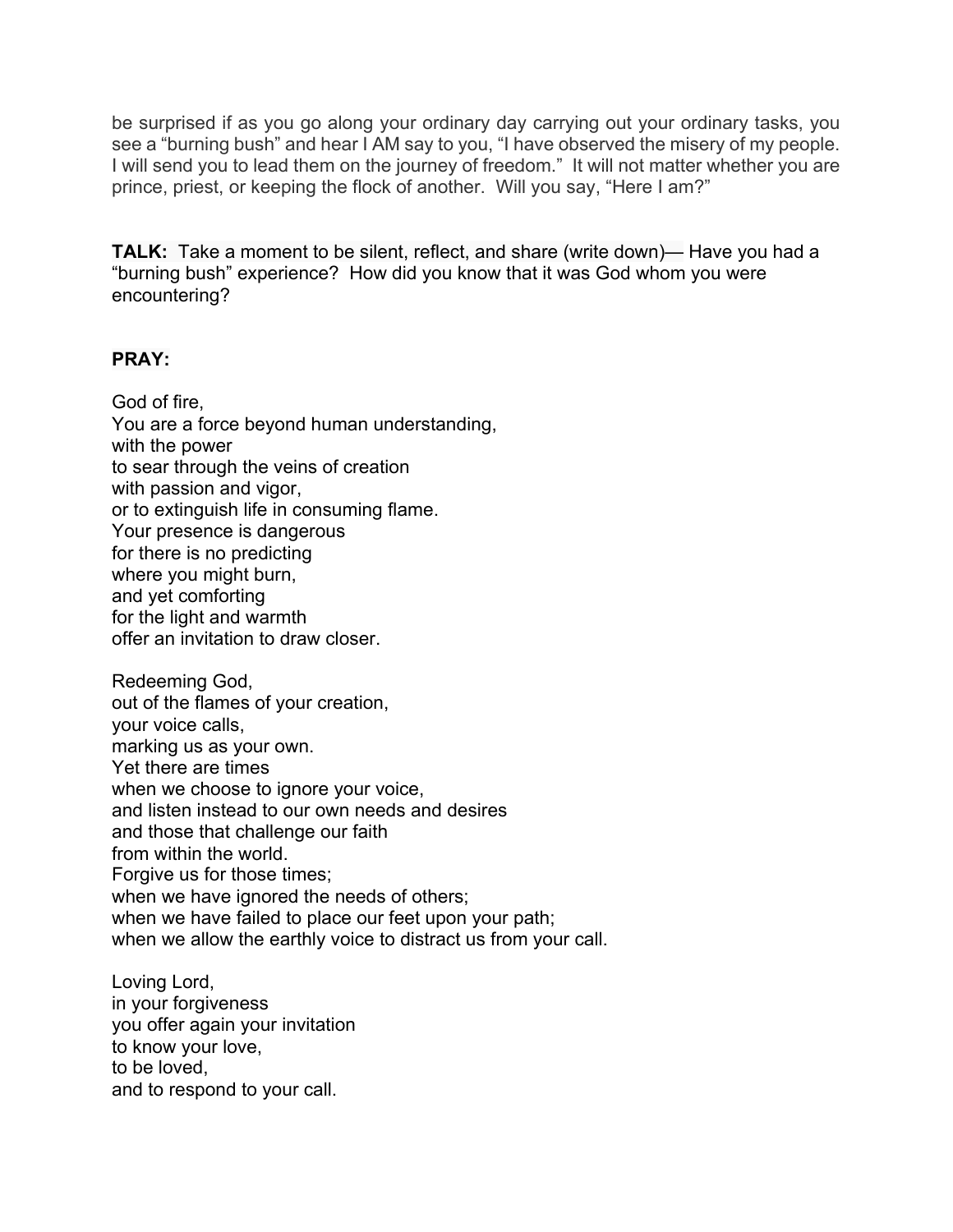be surprised if as you go along your ordinary day carrying out your ordinary tasks, you see a "burning bush" and hear I AM say to you, "I have observed the misery of my people. I will send you to lead them on the journey of freedom." It will not matter whether you are prince, priest, or keeping the flock of another. Will you say, "Here I am?"

**TALK:** Take a moment to be silent, reflect, and share (write down)— Have you had a "burning bush" experience? How did you know that it was God whom you were encountering?

**PRAY:**

God of fire,  
You are a force beyond human understanding,  
with the power  
to sear through the veins of creation  
with passion and vigor,  
or to extinguish life in consuming flame.  
Your presence is dangerous  
for there is no predicting  
where you might burn,  
and yet comforting  
for the light and warmth  
offer an invitation to draw closer.

Redeeming God,  
out of the flames of your creation,  
your voice calls,  
marking us as your own.  
Yet there are times  
when we choose to ignore your voice,  
and listen instead to our own needs and desires  
and those that challenge our faith  
from within the world.  
Forgive us for those times;  
when we have ignored the needs of others;  
when we have failed to place our feet upon your path;  
when we allow the earthly voice to distract us from your call.

Loving Lord,  
in your forgiveness  
you offer again your invitation  
to know your love,  
to be loved,  
and to respond to your call.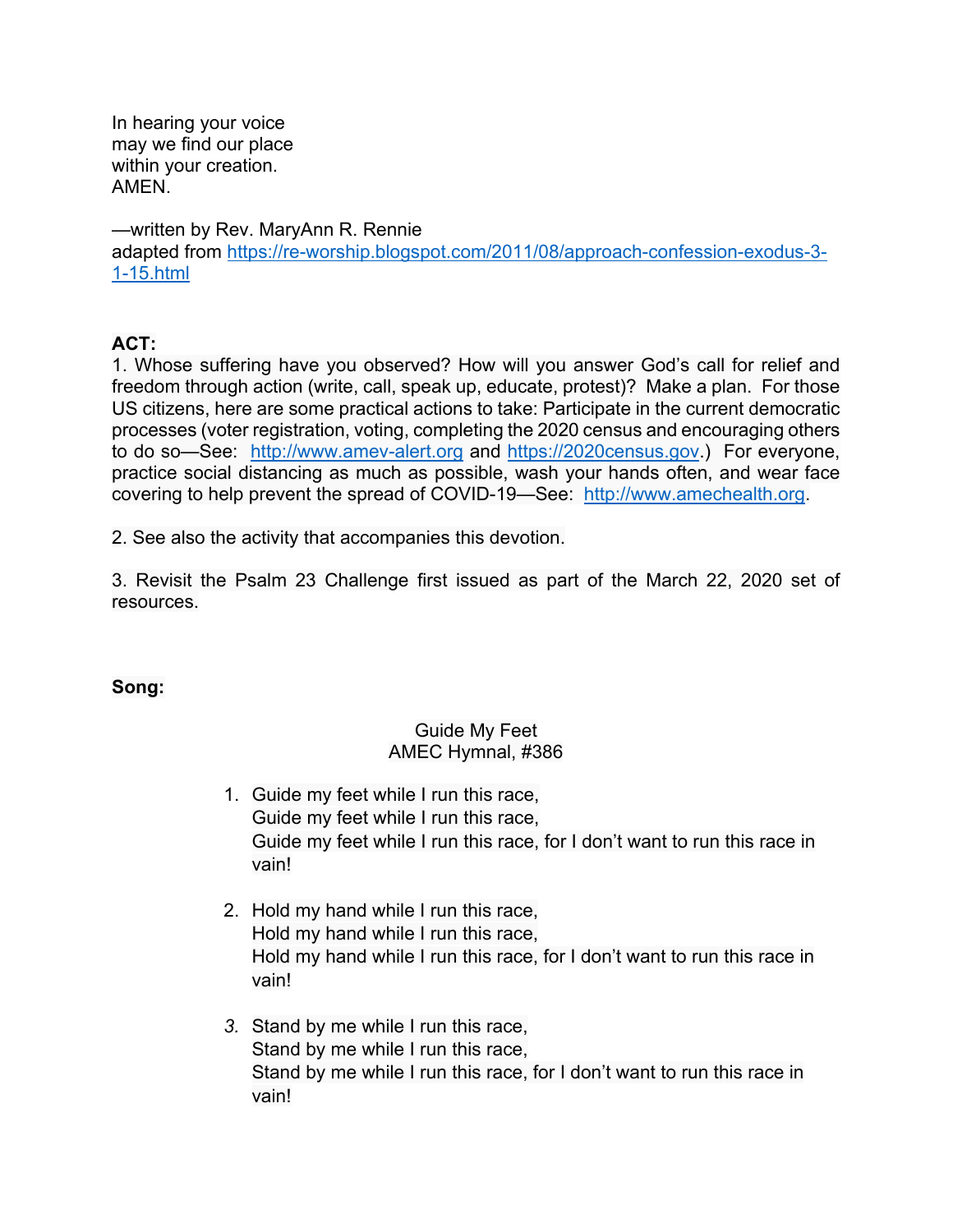In hearing your voice
may we find our place
within your creation.
AMEN.

—written by Rev. MaryAnn R. Rennie
adapted from [https://re-worship.blogspot.com/2011/08/approach-confession-exodus-3-1-15.html](https://re-worship.blogspot.com/2011/08/approach-confession-exodus-3-1-15.html)

**ACT:**

1. Whose suffering have you observed? How will you answer God's call for relief and freedom through action (write, call, speak up, educate, protest)? Make a plan. For those US citizens, here are some practical actions to take: Participate in the current democratic processes (voter registration, voting, completing the 2020 census and encouraging others to do so—See: [http://www.amev-alert.org](http://www.amev-alert.org) and [https://2020census.gov](https://2020census.gov).) For everyone, practice social distancing as much as possible, wash your hands often, and wear face covering to help prevent the spread of COVID-19—See: [http://www.amechealth.org](http://www.amechealth.org).

2. See also the activity that accompanies this devotion.

3. Revisit the Psalm 23 Challenge first issued as part of the March 22, 2020 set of resources.

**Song:**

Guide My Feet
AMEC Hymnal, #386

1. Guide my feet while I run this race,
   Guide my feet while I run this race,
   Guide my feet while I run this race, for I don't want to run this race in vain!

2. Hold my hand while I run this race,
   Hold my hand while I run this race,
   Hold my hand while I run this race, for I don't want to run this race in vain!

3. Stand by me while I run this race,
   Stand by me while I run this race,
   Stand by me while I run this race, for I don't want to run this race in vain!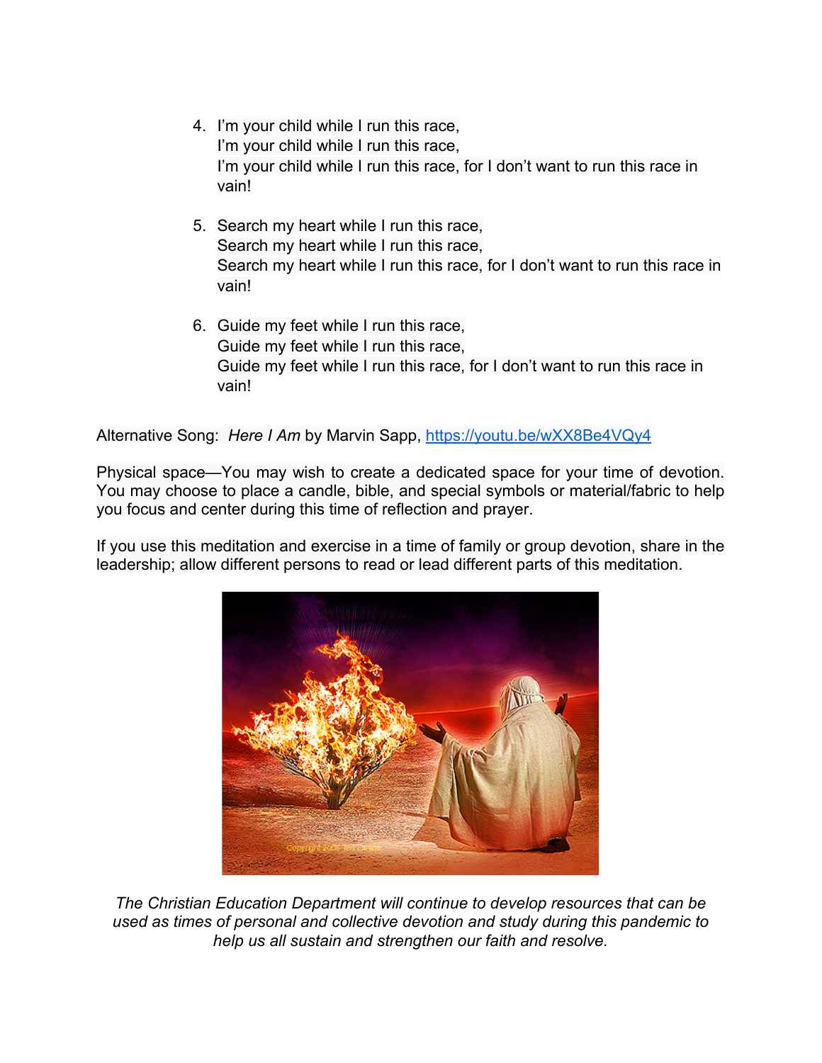4. I'm your child while I run this race,  
   I'm your child while I run this race,  
   I'm your child while I run this race, for I don't want to run this race in vain!

5. Search my heart while I run this race,  
   Search my heart while I run this race,  
   Search my heart while I run this race, for I don't want to run this race in vain!

6. Guide my feet while I run this race,  
   Guide my feet while I run this race,  
   Guide my feet while I run this race, for I don't want to run this race in vain!

Alternative Song: *Here I Am* by Marvin Sapp, [https://youtu.be/wXX8Be4VQy4](https://youtu.be/wXX8Be4VQy4)

Physical space—You may wish to create a dedicated space for your time of devotion. You may choose to place a candle, bible, and special symbols or material/fabric to help you focus and center during this time of reflection and prayer.

If you use this meditation and exercise in a time of family or group devotion, share in the leadership; allow different persons to read or lead different parts of this meditation.

*The Christian Education Department will continue to develop resources that can be used as times of personal and collective devotion and study during this pandemic to help us all sustain and strengthen our faith and resolve.*